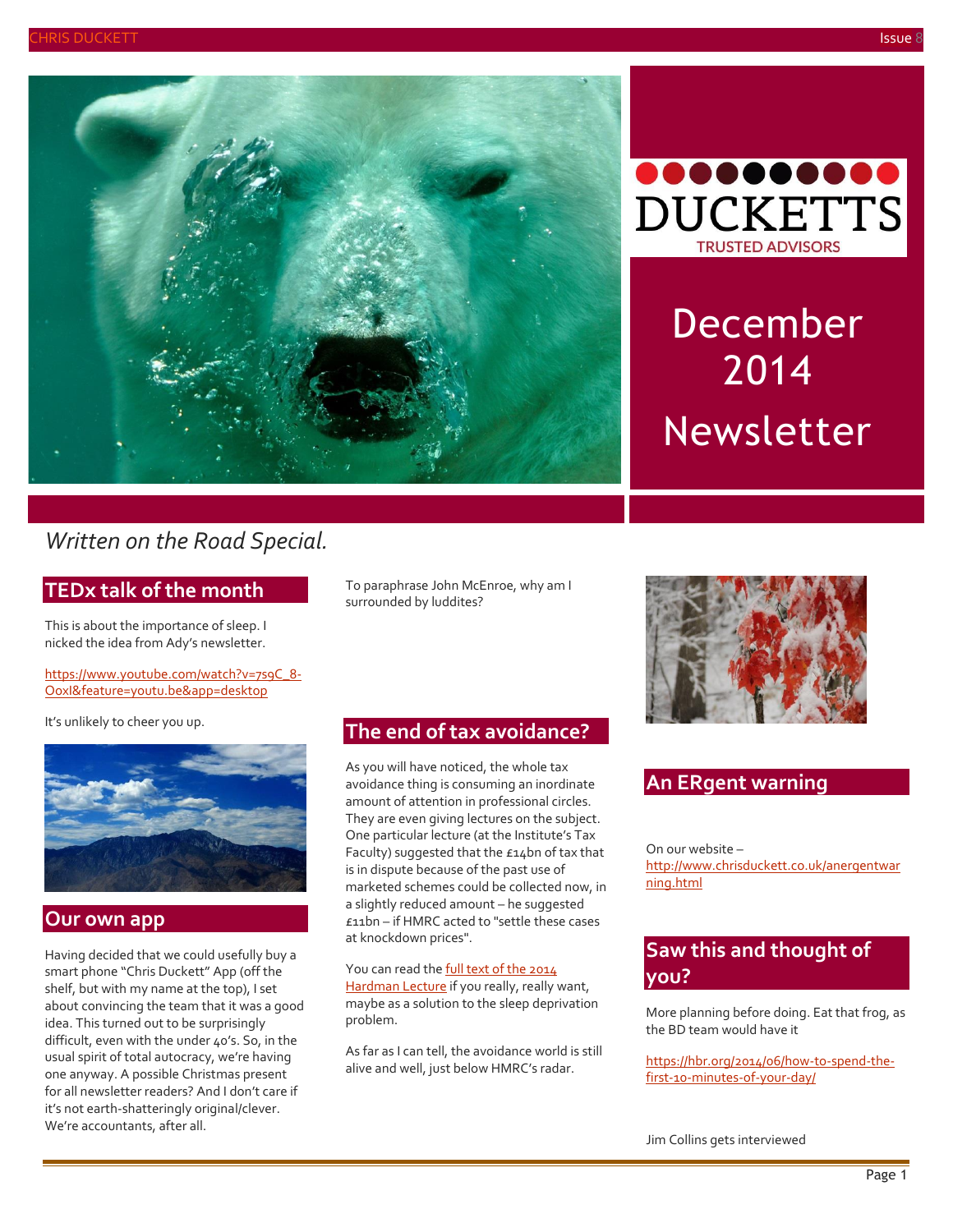DUCKETTS

TRUSTED ADVISORS

# December 2014 Newsletter

*Written on the Road Special.*

## TEDx talk of the month

This is about the importance of sleep. I nicked the idea from Ady's newsletter.

https://www.youtube.com/watch?v=7s9C_8-OoxI&feature=youtu.be&app=desktop

It's unlikely to cheer you up.

## Our own app

Having decided that we could usefully buy a smart phone "Chris Duckett" App (off the shelf, but with my name at the top), I set about convincing the team that it was a good idea. This turned out to be surprisingly difficult, even with the under 40's. So, in the usual spirit of total autocracy, we're having one anyway. A possible Christmas present for all newsletter readers? And I don't care if it's not earth-shatteringly original/clever. We're accountants, after all.

To paraphrase John McEnroe, why am I surrounded by luddites?

## The end of tax avoidance?

As you will have noticed, the whole tax avoidance thing is consuming an inordinate amount of attention in professional circles. They are even giving lectures on the subject. One particular lecture (at the Institute's Tax Faculty) suggested that the £14bn of tax that is in dispute because of the past use of marketed schemes could be collected now, in a slightly reduced amount – he suggested £11bn – if HMRC acted to "settle these cases at knockdown prices".

You can read the full text of the 2014 Hardman Lecture if you really, really want, maybe as a solution to the sleep deprivation problem.

As far as I can tell, the avoidance world is still alive and well, just below HMRC's radar.

## An ERgent warning

On our website – http://www.chrisduckett.co.uk/anergentwarning.html

## Saw this and thought of you?

More planning before doing. Eat that frog, as the BD team would have it

https://hbr.org/2014/06/how-to-spend-the-first-10-minutes-of-your-day/

Jim Collins gets interviewed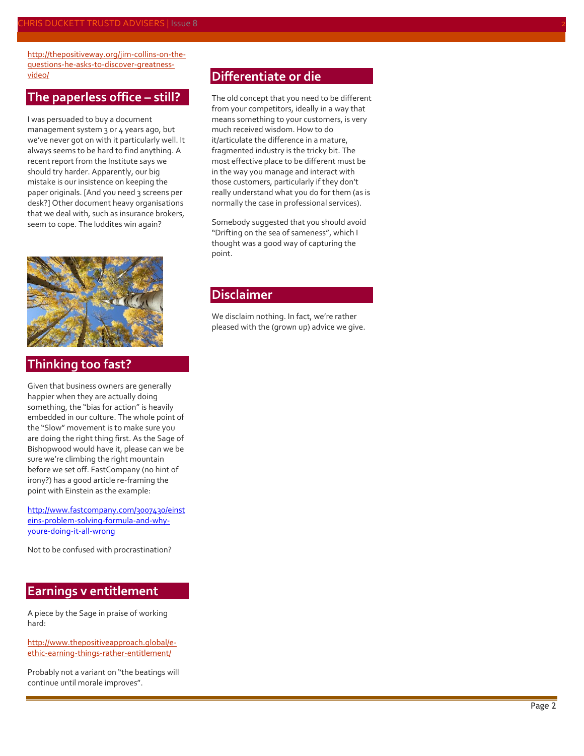http://thepositiveway.org/jim-collins-on-the-questions-he-asks-to-discover-greatness-video/

## The paperless office – still?

I was persuaded to buy a document management system 3 or 4 years ago, but we've never got on with it particularly well. It always seems to be hard to find anything. A recent report from the Institute says we should try harder. Apparently, our big mistake is our insistence on keeping the paper originals. [And you need 3 screens per desk?] Other document heavy organisations that we deal with, such as insurance brokers, seem to cope. The luddites win again?

## Thinking too fast?

Given that business owners are generally happier when they are actually doing something, the "bias for action" is heavily embedded in our culture. The whole point of the "Slow" movement is to make sure you are doing the right thing first. As the Sage of Bishopwood would have it, please can we be sure we're climbing the right mountain before we set off. FastCompany (no hint of irony?) has a good article re-framing the point with Einstein as the example:

http://www.fastcompany.com/3007430/einsteins-problem-solving-formula-and-why-youre-doing-it-all-wrong

Not to be confused with procrastination?

## Earnings v entitlement

A piece by the Sage in praise of working hard:

http://www.thepositiveapproach.global/e-ethic-earning-things-rather-entitlement/

Probably not a variant on "the beatings will continue until morale improves".

## Differentiate or die

The old concept that you need to be different from your competitors, ideally in a way that means something to your customers, is very much received wisdom. How to do it/articulate the difference in a mature, fragmented industry is the tricky bit. The most effective place to be different must be in the way you manage and interact with those customers, particularly if they don't really understand what you do for them (as is normally the case in professional services).

Somebody suggested that you should avoid "Drifting on the sea of sameness", which I thought was a good way of capturing the point.

## Disclaimer

We disclaim nothing. In fact, we're rather pleased with the (grown up) advice we give.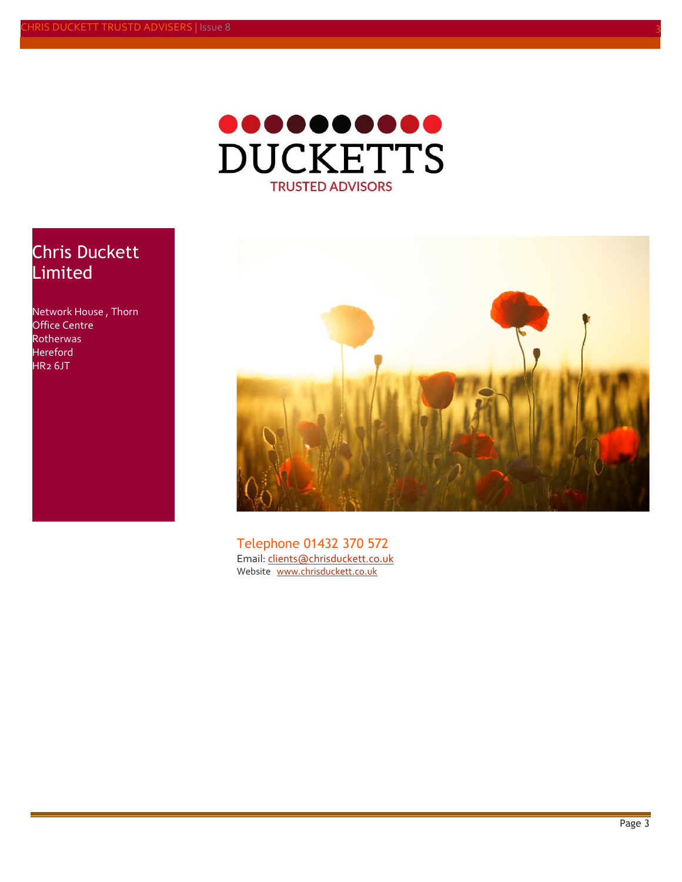DUCKETTS

TRUSTED ADVISORS

## Chris Duckett Limited

Network House , Thorn Office Centre
Rotherwas
Hereford
HR2 6JT

Telephone 01432 370 572

Email: clients@chrisduckett.co.uk

Website www.chrisduckett.co.uk